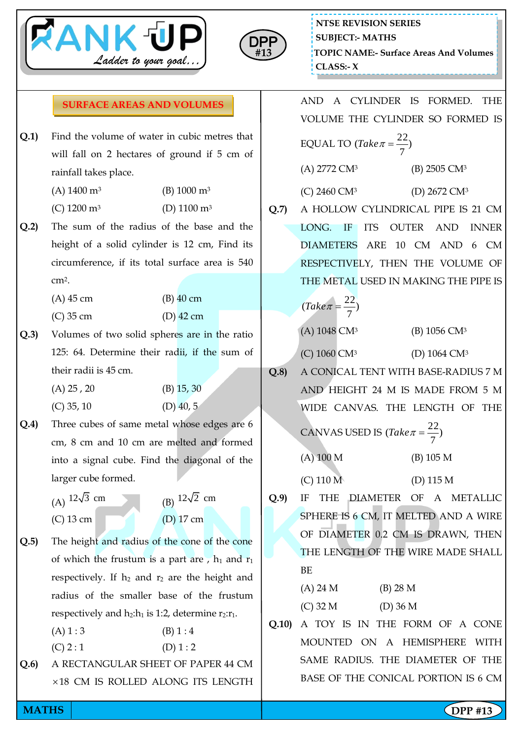NTSE REVISION SERIES
SUBJECT:- MATHS
TOPIC NAME:- Surface Areas And Volumes
CLASS:- X

## SURFACE AREAS AND VOLUMES

**Q.1)** Find the volume of water in cubic metres that will fall on 2 hectares of ground if 5 cm of rainfall takes place.

(A) 1400 $m^3$ (B) 1000 $m^3$
(C) 1200 $m^3$ (D) 1100 $m^3$

**Q.2)** The sum of the radius of the base and the height of a solid cylinder is 12 cm, Find its circumference, if its total surface area is 540 $cm^2$.

(A) 45 cm (B) 40 cm
(C) 35 cm (D) 42 cm

**Q.3)** Volumes of two solid spheres are in the ratio 125: 64. Determine their radii, if the sum of their radii is 45 cm.

(A) 25 , 20 (B) 15, 30
(C) 35, 10 (D) 40, 5

**Q.4)** Three cubes of same metal whose edges are 6 cm, 8 cm and 10 cm are melted and formed into a signal cube. Find the diagonal of the larger cube formed.

(A) $12\sqrt{3}$ cm (B) $12\sqrt{2}$ cm
(C) 13 cm (D) 17 cm

**Q.5)** The height and radius of the cone of the cone of which the frustum is a part are , $h_1$ and $r_1$ respectively. If $h_2$ and $r_2$ are the height and radius of the smaller base of the frustum respectively and $h_2$:$h_1$ is 1:2, determine $r_2$:$r_1$.

(A) 1 : 3 (B) 1 : 4
(C) 2 : 1 (D) 1 : 2

**Q.6)** A RECTANGULAR SHEET OF PAPER 44 CM ×18 CM IS ROLLED ALONG ITS LENGTH AND A CYLINDER IS FORMED. THE VOLUME THE CYLINDER SO FORMED IS EQUAL TO ($Take\,\pi = \frac{22}{7}$)

(A) 2772 $CM^3$ (B) 2505 $CM^3$
(C) 2460 $CM^3$ (D) 2672 $CM^3$

**Q.7)** A HOLLOW CYLINDRICAL PIPE IS 21 CM LONG. IF ITS OUTER AND INNER DIAMETERS ARE 10 CM AND 6 CM RESPECTIVELY, THEN THE VOLUME OF THE METAL USED IN MAKING THE PIPE IS ($Take\,\pi = \frac{22}{7}$)

(A) 1048 $CM^3$ (B) 1056 $CM^3$
(C) 1060 $CM^3$ (D) 1064 $CM^3$

**Q.8)** A CONICAL TENT WITH BASE-RADIUS 7 M AND HEIGHT 24 M IS MADE FROM 5 M WIDE CANVAS. THE LENGTH OF THE CANVAS USED IS ($Take\,\pi = \frac{22}{7}$)

(A) 100 M (B) 105 M
(C) 110 M (D) 115 M

**Q.9)** IF THE DIAMETER OF A METALLIC SPHERE IS 6 CM, IT MELTED AND A WIRE OF DIAMETER 0.2 CM IS DRAWN, THEN THE LENGTH OF THE WIRE MADE SHALL BE

(A) 24 M (B) 28 M
(C) 32 M (D) 36 M

**Q.10)** A TOY IS IN THE FORM OF A CONE MOUNTED ON A HEMISPHERE WITH SAME RADIUS. THE DIAMETER OF THE BASE OF THE CONICAL PORTION IS 6 CM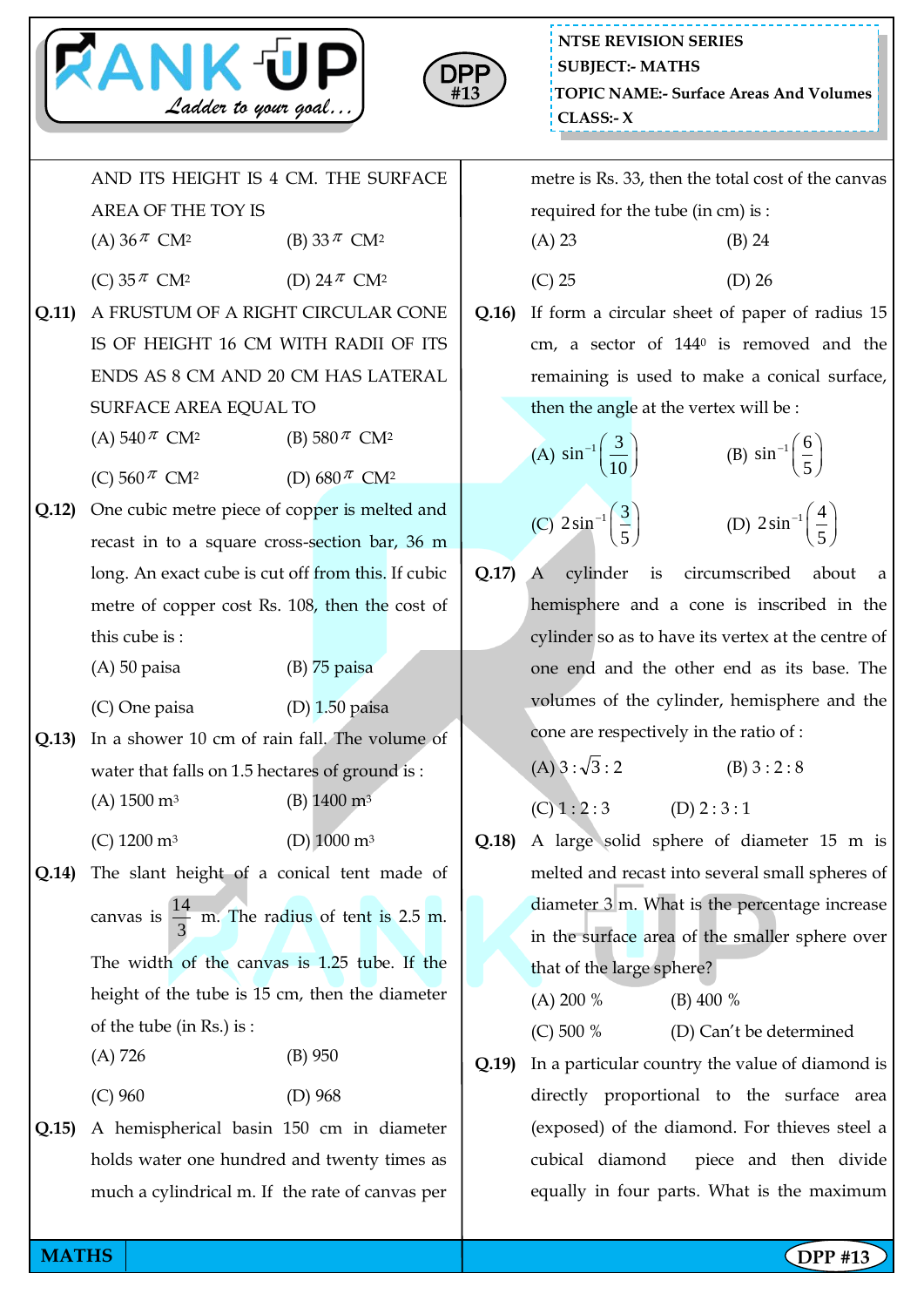AND ITS HEIGHT IS 4 CM. THE SURFACE AREA OF THE TOY IS

(A) $36\pi$ CM²  (B) $33\pi$ CM²

(C) $35\pi$ CM²  (D) $24\pi$ CM²

**Q.11)** A FRUSTUM OF A RIGHT CIRCULAR CONE IS OF HEIGHT 16 CM WITH RADII OF ITS ENDS AS 8 CM AND 20 CM HAS LATERAL SURFACE AREA EQUAL TO

(A) $540\pi$ CM²  (B) $580\pi$ CM²

(C) $560\pi$ CM²  (D) $680\pi$ CM²

**Q.12)** One cubic metre piece of copper is melted and recast in to a square cross-section bar, 36 m long. An exact cube is cut off from this. If cubic metre of copper cost Rs. 108, then the cost of this cube is :

(A) 50 paisa  (B) 75 paisa

(C) One paisa  (D) 1.50 paisa

**Q.13)** In a shower 10 cm of rain fall. The volume of water that falls on 1.5 hectares of ground is :

(A) 1500 m³  (B) 1400 m³

(C) 1200 m³  (D) 1000 m³

**Q.14)** The slant height of a conical tent made of canvas is $\frac{14}{3}$ m. The radius of tent is 2.5 m. The width of the canvas is 1.25 tube. If the height of the tube is 15 cm, then the diameter of the tube (in Rs.) is :

(A) 726  (B) 950

(C) 960  (D) 968

**Q.15)** A hemispherical basin 150 cm in diameter holds water one hundred and twenty times as much a cylindrical m. If the rate of canvas per metre is Rs. 33, then the total cost of the canvas required for the tube (in cm) is :

(A) 23  (B) 24

(C) 25  (D) 26

**Q.16)** If form a circular sheet of paper of radius 15 cm, a sector of 144⁰ is removed and the remaining is used to make a conical surface, then the angle at the vertex will be :

(A) $\sin^{-1}\left(\frac{3}{10}\right)$  (B) $\sin^{-1}\left(\frac{6}{5}\right)$

(C) $2\sin^{-1}\left(\frac{3}{5}\right)$  (D) $2\sin^{-1}\left(\frac{4}{5}\right)$

**Q.17)** A cylinder is circumscribed about a hemisphere and a cone is inscribed in the cylinder so as to have its vertex at the centre of one end and the other end as its base. The volumes of the cylinder, hemisphere and the cone are respectively in the ratio of :

(A) $3:\sqrt{3}:2$  (B) $3:2:8$

(C) $1:2:3$  (D) $2:3:1$

**Q.18)** A large solid sphere of diameter 15 m is melted and recast into several small spheres of diameter 3 m. What is the percentage increase in the surface area of the smaller sphere over that of the large sphere?

(A) 200 %  (B) 400 %

(C) 500 %  (D) Can't be determined

**Q.19)** In a particular country the value of diamond is directly proportional to the surface area (exposed) of the diamond. For thieves steel a cubical diamond piece and then divide equally in four parts. What is the maximum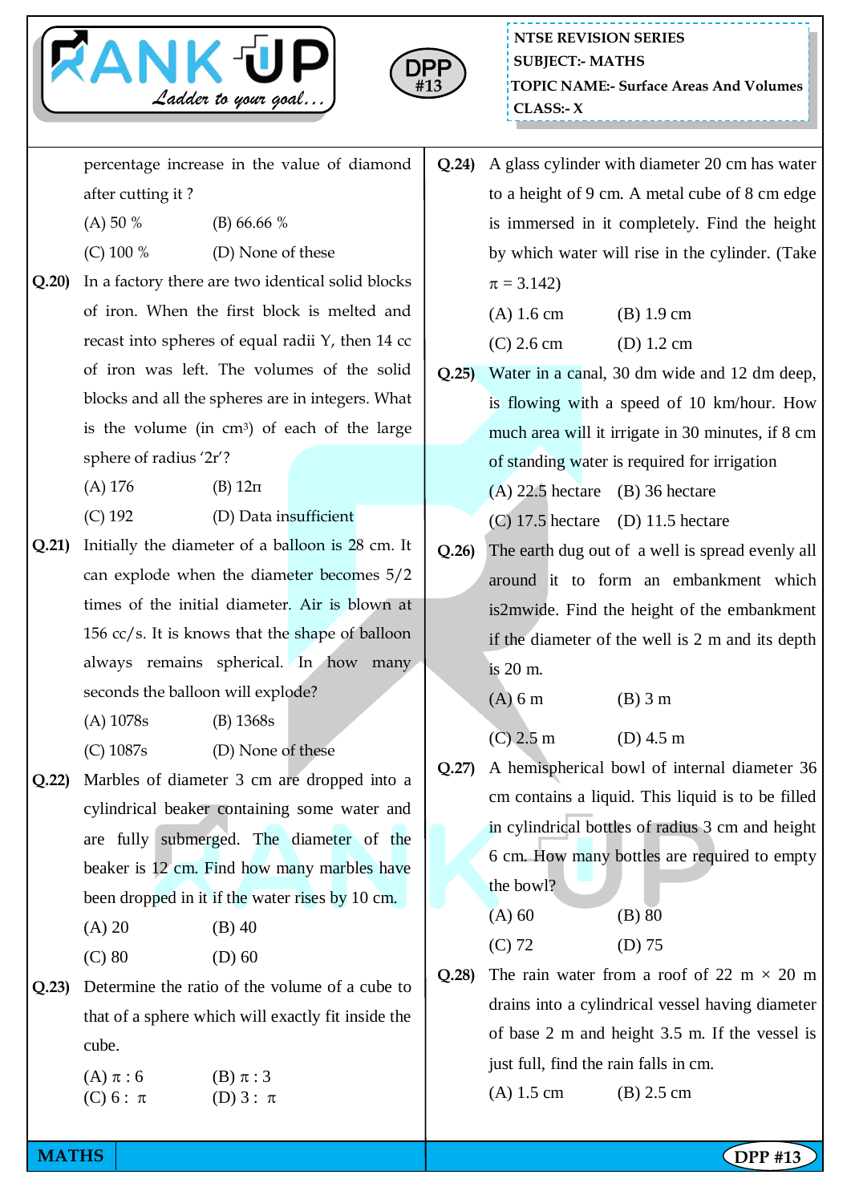percentage increase in the value of diamond after cutting it ?

(A) 50 % (B) 66.66 %

(C) 100 % (D) None of these

**Q.20)** In a factory there are two identical solid blocks of iron. When the first block is melted and recast into spheres of equal radii Y, then 14 cc of iron was left. The volumes of the solid blocks and all the spheres are in integers. What is the volume (in $cm^3$) of each of the large sphere of radius '2r'?

(A) 176 (B) $12\pi$

(C) 192 (D) Data insufficient

**Q.21)** Initially the diameter of a balloon is 28 cm. It can explode when the diameter becomes 5/2 times of the initial diameter. Air is blown at 156 cc/s. It is knows that the shape of balloon always remains spherical. In how many seconds the balloon will explode?

(A) 1078s (B) 1368s

(C) 1087s (D) None of these

**Q.22)** Marbles of diameter 3 cm are dropped into a cylindrical beaker containing some water and are fully submerged. The diameter of the beaker is 12 cm. Find how many marbles have been dropped in it if the water rises by 10 cm.

(A) 20 (B) 40

(C) 80 (D) 60

**Q.23)** Determine the ratio of the volume of a cube to that of a sphere which will exactly fit inside the cube.

(A) $\pi : 6$ (B) $\pi : 3$

(C) $6 : \pi$ (D) $3 : \pi$

**Q.24)** A glass cylinder with diameter 20 cm has water to a height of 9 cm. A metal cube of 8 cm edge is immersed in it completely. Find the height by which water will rise in the cylinder. (Take $\pi = 3.142$)

(A) 1.6 cm (B) 1.9 cm

(C) 2.6 cm (D) 1.2 cm

**Q.25)** Water in a canal, 30 dm wide and 12 dm deep, is flowing with a speed of 10 km/hour. How much area will it irrigate in 30 minutes, if 8 cm of standing water is required for irrigation

(A) 22.5 hectare (B) 36 hectare

(C) 17.5 hectare (D) 11.5 hectare

**Q.26)** The earth dug out of a well is spread evenly all around it to form an embankment which is2mwide. Find the height of the embankment if the diameter of the well is 2 m and its depth is 20 m.

(A) 6 m (B) 3 m

(C) 2.5 m (D) 4.5 m

**Q.27)** A hemispherical bowl of internal diameter 36 cm contains a liquid. This liquid is to be filled in cylindrical bottles of radius 3 cm and height 6 cm. How many bottles are required to empty the bowl?

(A) 60 (B) 80

(C) 72 (D) 75

**Q.28)** The rain water from a roof of 22 m × 20 m drains into a cylindrical vessel having diameter of base 2 m and height 3.5 m. If the vessel is just full, find the rain falls in cm.

(A) 1.5 cm (B) 2.5 cm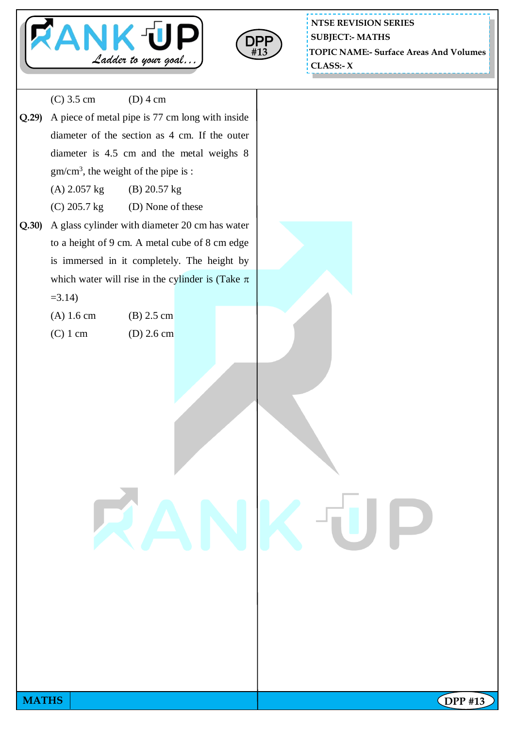(C) 3.5 cm (D) 4 cm

**Q.29)** A piece of metal pipe is 77 cm long with inside diameter of the section as 4 cm. If the outer diameter is 4.5 cm and the metal weighs 8 $gm/cm^3$, the weight of the pipe is :

(A) 2.057 kg (B) 20.57 kg

(C) 205.7 kg (D) None of these

**Q.30)** A glass cylinder with diameter 20 cm has water to a height of 9 cm. A metal cube of 8 cm edge is immersed in it completely. The height by which water will rise in the cylinder is (Take $\pi$ =3.14)

(A) 1.6 cm (B) 2.5 cm

(C) 1 cm (D) 2.6 cm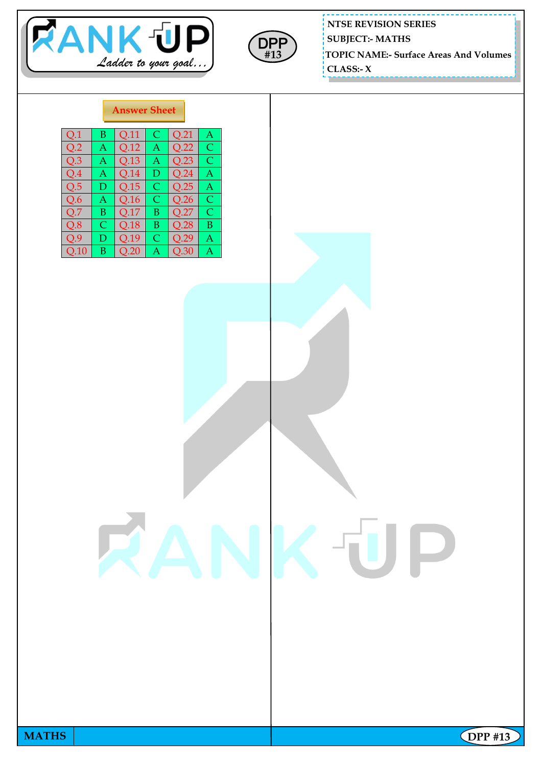## Answer Sheet

| | | | | | |
|---|---|---|---|---|---|
| Q.1 | B | Q.11 | C | Q.21 | A |
| Q.2 | A | Q.12 | A | Q.22 | C |
| Q.3 | A | Q.13 | A | Q.23 | C |
| Q.4 | A | Q.14 | D | Q.24 | A |
| Q.5 | D | Q.15 | C | Q.25 | A |
| Q.6 | A | Q.16 | C | Q.26 | C |
| Q.7 | B | Q.17 | B | Q.27 | C |
| Q.8 | C | Q.18 | B | Q.28 | B |
| Q.9 | D | Q.19 | C | Q.29 | A |
| Q.10 | B | Q.20 | A | Q.30 | A |